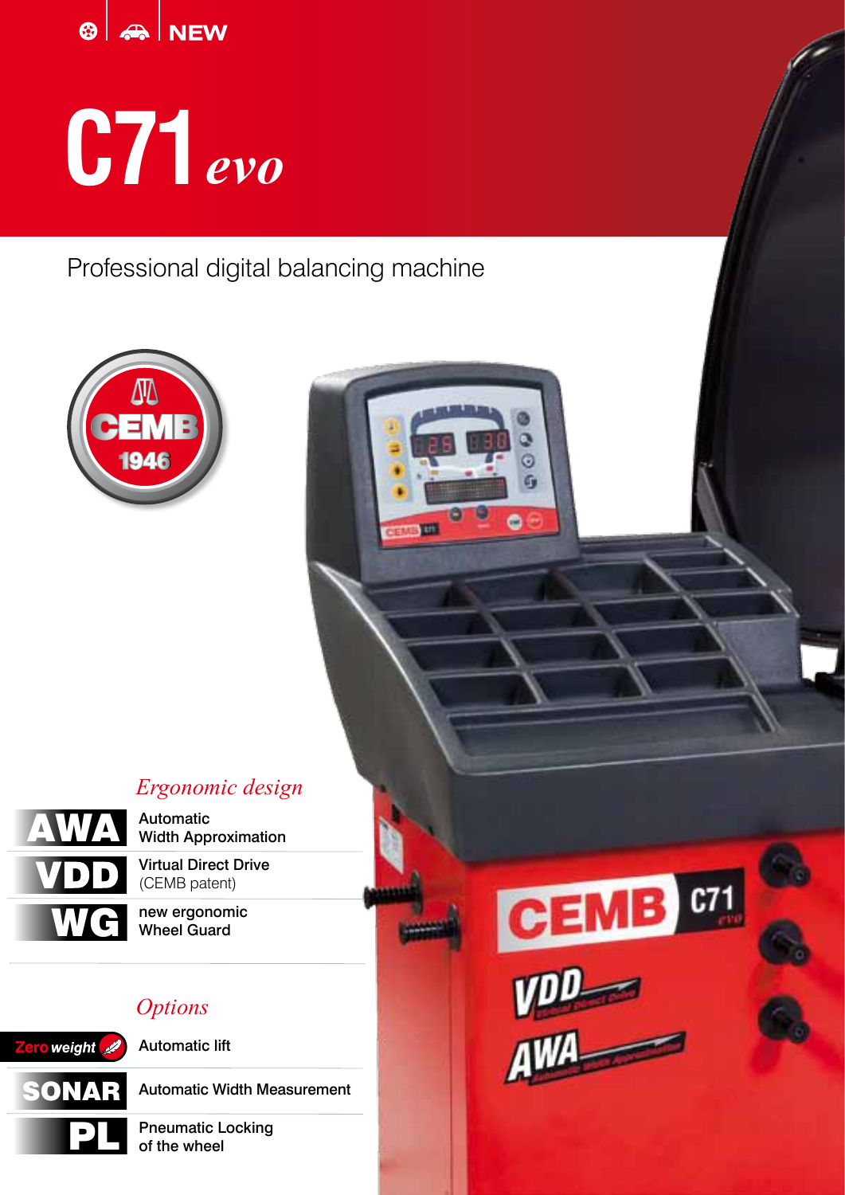NEW

# C71 *evo*

## Professional digital balancing machine

### *Ergonomic design*

- **AWA** – Automatic Width Approximation
- **VDD** – Virtual Direct Drive (CEMB patent)
- **WG** – new ergonomic Wheel Guard

### *Options*

- **Zero weight** – Automatic lift
- **SONAR** – Automatic Width Measurement
- **PL** – Pneumatic Locking of the wheel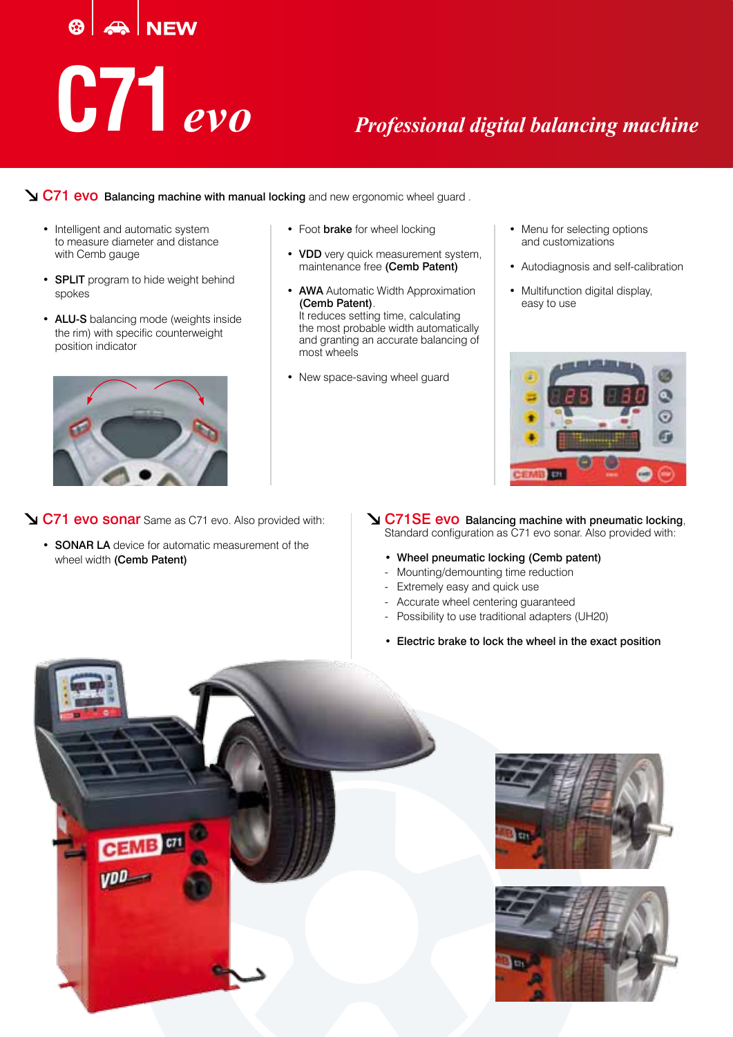NEW

# C71 *evo*

*Professional digital balancing machine*

## C71 evo **Balancing machine with manual locking** and new ergonomic wheel guard .

- Intelligent and automatic system to measure diameter and distance with Cemb gauge
- **SPLIT** program to hide weight behind spokes
- **ALU-S** balancing mode (weights inside the rim) with specific counterweight position indicator
- Foot **brake** for wheel locking
- **VDD** very quick measurement system, maintenance free **(Cemb Patent)**
- **AWA** Automatic Width Approximation **(Cemb Patent)**. It reduces setting time, calculating the most probable width automatically and granting an accurate balancing of most wheels
- New space-saving wheel guard
- Menu for selecting options and customizations
- Autodiagnosis and self-calibration
- Multifunction digital display, easy to use

## C71 evo sonar Same as C71 evo. Also provided with:

- **SONAR LA** device for automatic measurement of the wheel width **(Cemb Patent)**

## C71SE evo **Balancing machine with pneumatic locking**, Standard configuration as C71 evo sonar. Also provided with:

- **Wheel pneumatic locking (Cemb patent)**
  - Mounting/demounting time reduction
  - Extremely easy and quick use
  - Accurate wheel centering guaranteed
  - Possibility to use traditional adapters (UH20)
- **Electric brake to lock the wheel in the exact position**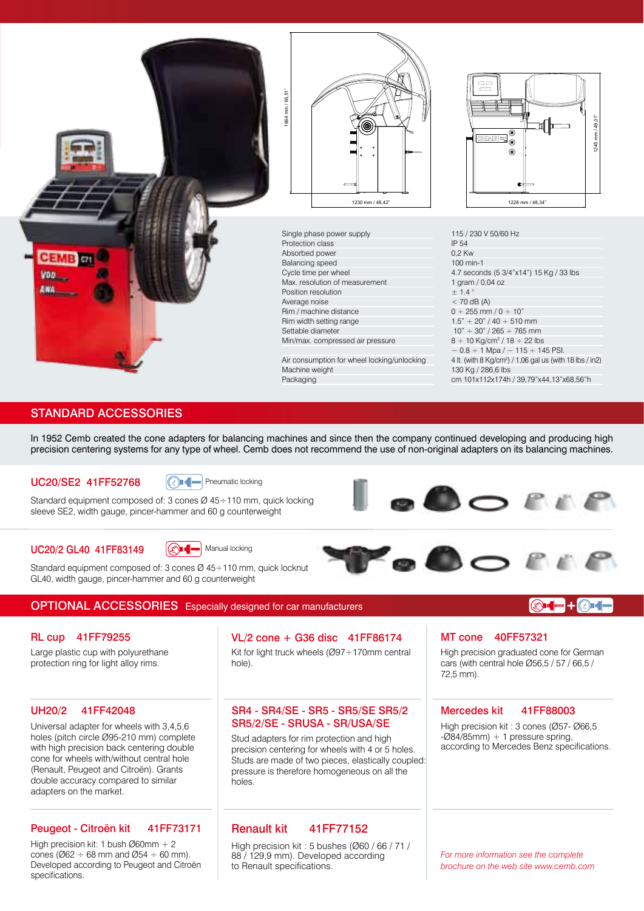1664 mm / 65,51"

1230 mm / 48,42"

1245 mm / 49,01"

1228 mm / 48,34"

| | |
|---|---|
| Single phase power supply | 115 / 230 V 50/60 Hz |
| Protection class | IP 54 |
| Absorbed power | 0,2 Kw |
| Balancing speed | 100 min-1 |
| Cycle time per wheel | 4.7 seconds (5 3/4"x14") 15 Kg / 33 lbs |
| Max. resolution of measurement | 1 gram / 0,04 oz |
| Position resolution | ± 1.4 ° |
| Average noise | < 70 dB (A) |
| Rim / machine distance | 0 ÷ 255 mm / 0 ÷ 10" |
| Rim width setting range | 1.5" ÷ 20" / 40 ÷ 510 mm |
| Settable diameter | 10" ÷ 30" / 265 ÷ 765 mm |
| Min/max. compressed air pressure | 8 ÷ 10 Kg/cm² / 18 ÷ 22 lbs<br>~ 0.8 ÷ 1 Mpa / ~ 115 ÷ 145 PSI. |
| Air consumption for wheel locking/unlocking | 4 lt. (with 8 Kg/cm²) / 1,06 gal us (with 18 lbs / in2) |
| Machine weight | 130 Kg / 286,6 lbs |
| Packaging | cm 101x112x174h / 39,79"x44,13"x68,56"h |

## STANDARD ACCESSORIES

In 1952 Cemb created the cone adapters for balancing machines and since then the company continued developing and producing high precision centering systems for any type of wheel. Cemb does not recommend the use of non-original adapters on its balancing machines.

### UC20/SE2 41FF52768

Pneumatic locking

Standard equipment composed of: 3 cones Ø 45÷110 mm, quick locking sleeve SE2, width gauge, pincer-hammer and 60 g counterweight

### UC20/2 GL40 41FF83149

Manual locking

Standard equipment composed of: 3 cones Ø 45÷110 mm, quick locknut GL40, width gauge, pincer-hammer and 60 g counterweight

## OPTIONAL ACCESSORIES Especially designed for car manufacturers

### RL cup 41FF79255

Large plastic cup with polyurethane protection ring for light alloy rims.

### UH20/2 41FF42048

Universal adapter for wheels with 3,4,5,6 holes (pitch circle Ø95-210 mm) complete with high precision back centering double cone for wheels with/without central hole (Renault, Peugeot and Citroën). Grants double accuracy compared to similar adapters on the market.

### Peugeot - Citroën kit 41FF73171

High precision kit: 1 bush Ø60mm + 2 cones (Ø62 ÷ 68 mm and Ø54 ÷ 60 mm). Developed according to Peugeot and Citroën specifications.

### VL/2 cone + G36 disc 41FF86174

Kit for light truck wheels (Ø97÷170mm central hole).

### SR4 - SR4/SE - SR5 - SR5/SE SR5/2 SR5/2/SE - SRUSA - SR/USA/SE

Stud adapters for rim protection and high precision centering for wheels with 4 or 5 holes. Studs are made of two pieces, elastically coupled: pressure is therefore homogeneous on all the holes.

### Renault kit 41FF77152

High precision kit : 5 bushes (Ø60 / 66 / 71 / 88 / 129,9 mm). Developed according to Renault specifications.

### MT cone 40FF57321

High precision graduated cone for German cars (with central hole Ø56,5 / 57 / 66,5 / 72,5 mm).

### Mercedes kit 41FF88003

High precision kit : 3 cones (Ø57- Ø66,5 -Ø84/85mm) + 1 pressure spring, according to Mercedes Benz specifications.

*For more information see the complete brochure on the web site www.cemb.com*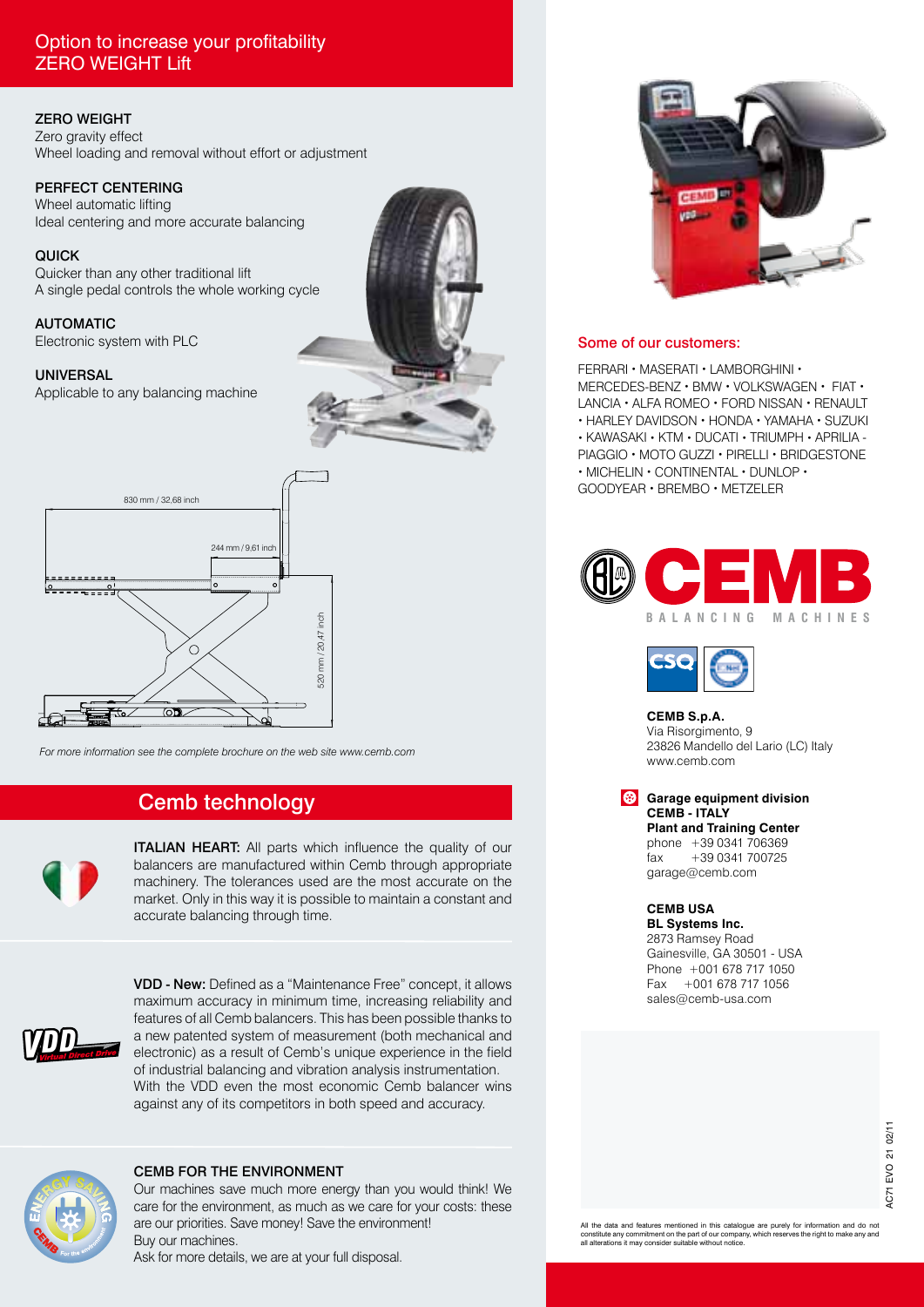## Option to increase your profitability ZERO WEIGHT Lift

**ZERO WEIGHT**
Zero gravity effect
Wheel loading and removal without effort or adjustment

**PERFECT CENTERING**
Wheel automatic lifting
Ideal centering and more accurate balancing

**QUICK**
Quicker than any other traditional lift
A single pedal controls the whole working cycle

**AUTOMATIC**
Electronic system with PLC

**UNIVERSAL**
Applicable to any balancing machine

830 mm / 32,68 inch

244 mm / 9,61 inch

520 mm / 20,47 inch

*For more information see the complete brochure on the web site www.cemb.com*

## Cemb technology

**ITALIAN HEART:** All parts which influence the quality of our balancers are manufactured within Cemb through appropriate machinery. The tolerances used are the most accurate on the market. Only in this way it is possible to maintain a constant and accurate balancing through time.

**VDD - New:** Defined as a "Maintenance Free" concept, it allows maximum accuracy in minimum time, increasing reliability and features of all Cemb balancers. This has been possible thanks to a new patented system of measurement (both mechanical and electronic) as a result of Cemb's unique experience in the field of industrial balancing and vibration analysis instrumentation. With the VDD even the most economic Cemb balancer wins against any of its competitors in both speed and accuracy.

**CEMB FOR THE ENVIRONMENT**
Our machines save much more energy than you would think! We care for the environment, as much as we care for your costs: these are our priorities. Save money! Save the environment!
Buy our machines.
Ask for more details, we are at your full disposal.

### Some of our customers:

FERRARI • MASERATI • LAMBORGHINI • MERCEDES-BENZ • BMW • VOLKSWAGEN • FIAT • LANCIA • ALFA ROMEO • FORD NISSAN • RENAULT • HARLEY DAVIDSON • HONDA • YAMAHA • SUZUKI • KAWASAKI • KTM • DUCATI • TRIUMPH • APRILIA - PIAGGIO • MOTO GUZZI • PIRELLI • BRIDGESTONE • MICHELIN • CONTINENTAL • DUNLOP • GOODYEAR • BREMBO • METZELER

CEMB
BALANCING MACHINES

**CEMB S.p.A.**
Via Risorgimento, 9
23826 Mandello del Lario (LC) Italy
www.cemb.com

**Garage equipment division**
**CEMB - ITALY**
**Plant and Training Center**
phone +39 0341 706369
fax +39 0341 700725
garage@cemb.com

**CEMB USA**
**BL Systems Inc.**
2873 Ramsey Road
Gainesville, GA 30501 - USA
Phone +001 678 717 1050
Fax +001 678 717 1056
sales@cemb-usa.com

AC71 EVO 21 02/11

All the data and features mentioned in this catalogue are purely for information and do not constitute any commitment on the part of our company, which reserves the right to make any and all alterations it may consider suitable without notice.